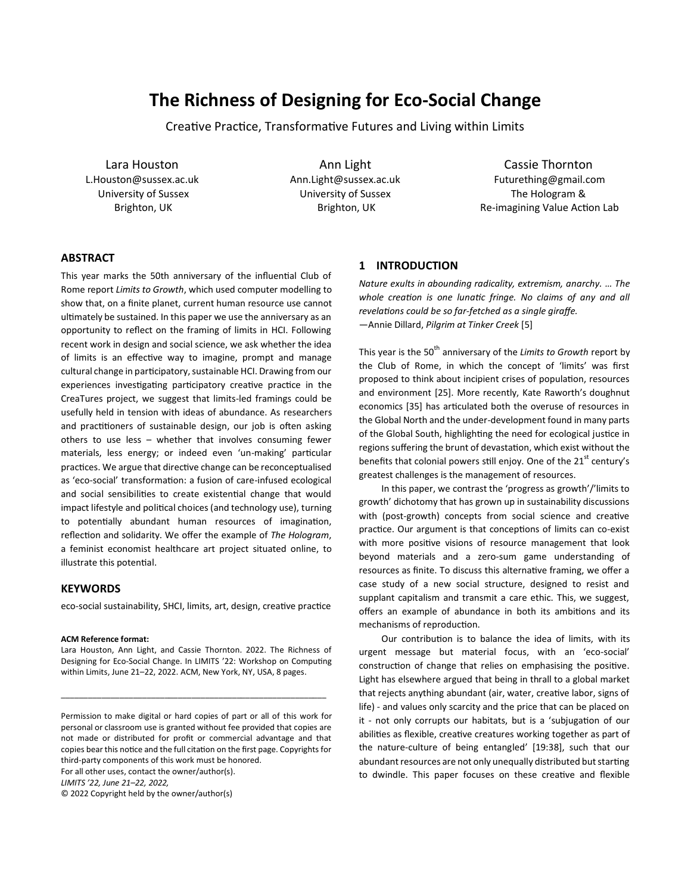# The Richness of Designing for Eco-Social Change

Creative Practice, Transformative Futures and Living within Limits

Lara Houston
L.Houston@sussex.ac.uk
University of Sussex
Brighton, UK

Ann Light
Ann.Light@sussex.ac.uk
University of Sussex
Brighton, UK

Cassie Thornton
Futurething@gmail.com
The Hologram &
Re-imagining Value Action Lab

## ABSTRACT

This year marks the 50th anniversary of the influential Club of Rome report *Limits to Growth*, which used computer modelling to show that, on a finite planet, current human resource use cannot ultimately be sustained. In this paper we use the anniversary as an opportunity to reflect on the framing of limits in HCI. Following recent work in design and social science, we ask whether the idea of limits is an effective way to imagine, prompt and manage cultural change in participatory, sustainable HCI. Drawing from our experiences investigating participatory creative practice in the CreaTures project, we suggest that limits-led framings could be usefully held in tension with ideas of abundance. As researchers and practitioners of sustainable design, our job is often asking others to use less – whether that involves consuming fewer materials, less energy; or indeed even 'un-making' particular practices. We argue that directive change can be reconceptualised as 'eco-social' transformation: a fusion of care-infused ecological and social sensibilities to create existential change that would impact lifestyle and political choices (and technology use), turning to potentially abundant human resources of imagination, reflection and solidarity. We offer the example of *The Hologram*, a feminist economist healthcare art project situated online, to illustrate this potential.

## KEYWORDS

eco-social sustainability, SHCI, limits, art, design, creative practice

**ACM Reference format:**
Lara Houston, Ann Light, and Cassie Thornton. 2022. The Richness of Designing for Eco-Social Change. In LIMITS '22: Workshop on Computing within Limits, June 21–22, 2022. ACM, New York, NY, USA, 8 pages.

Permission to make digital or hard copies of part or all of this work for personal or classroom use is granted without fee provided that copies are not made or distributed for profit or commercial advantage and that copies bear this notice and the full citation on the first page. Copyrights for third-party components of this work must be honored.
For all other uses, contact the owner/author(s).
*LIMITS '22, June 21–22, 2022,*
© 2022 Copyright held by the owner/author(s)

## 1 INTRODUCTION

*Nature exults in abounding radicality, extremism, anarchy. … The whole creation is one lunatic fringe. No claims of any and all revelations could be so far-fetched as a single giraffe.*
—Annie Dillard, *Pilgrim at Tinker Creek* [5]

This year is the 50th anniversary of the *Limits to Growth* report by the Club of Rome, in which the concept of 'limits' was first proposed to think about incipient crises of population, resources and environment [25]. More recently, Kate Raworth's doughnut economics [35] has articulated both the overuse of resources in the Global North and the under-development found in many parts of the Global South, highlighting the need for ecological justice in regions suffering the brunt of devastation, which exist without the benefits that colonial powers still enjoy. One of the 21st century's greatest challenges is the management of resources.

In this paper, we contrast the 'progress as growth'/'limits to growth' dichotomy that has grown up in sustainability discussions with (post-growth) concepts from social science and creative practice. Our argument is that conceptions of limits can co-exist with more positive visions of resource management that look beyond materials and a zero-sum game understanding of resources as finite. To discuss this alternative framing, we offer a case study of a new social structure, designed to resist and supplant capitalism and transmit a care ethic. This, we suggest, offers an example of abundance in both its ambitions and its mechanisms of reproduction.

Our contribution is to balance the idea of limits, with its urgent message but material focus, with an 'eco-social' construction of change that relies on emphasising the positive. Light has elsewhere argued that being in thrall to a global market that rejects anything abundant (air, water, creative labor, signs of life) - and values only scarcity and the price that can be placed on it - not only corrupts our habitats, but is a 'subjugation of our abilities as flexible, creative creatures working together as part of the nature-culture of being entangled' [19:38], such that our abundant resources are not only unequally distributed but starting to dwindle. This paper focuses on these creative and flexible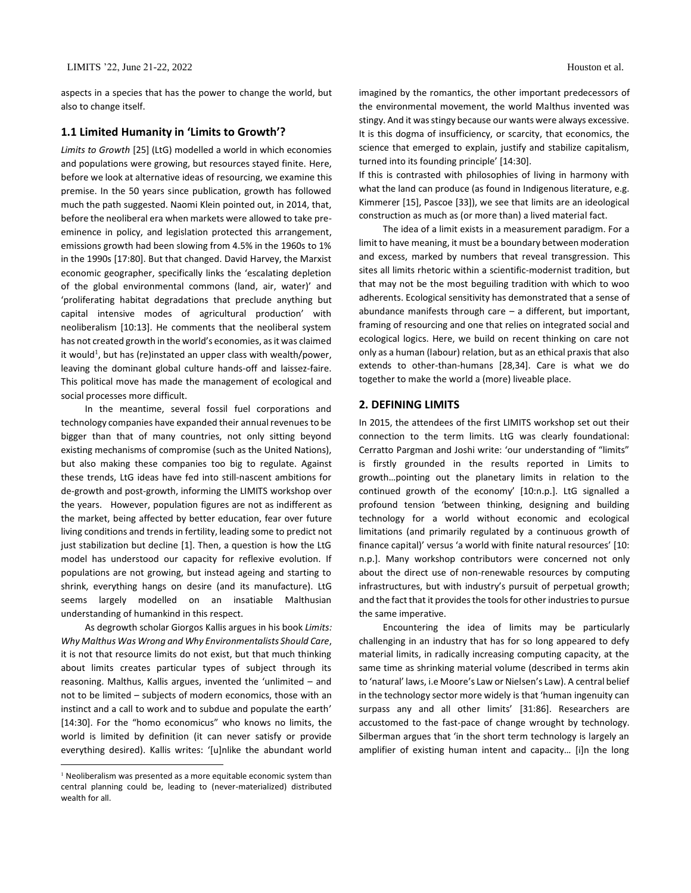aspects in a species that has the power to change the world, but also to change itself.

### 1.1 Limited Humanity in 'Limits to Growth'?

*Limits to Growth* [25] (LtG) modelled a world in which economies and populations were growing, but resources stayed finite. Here, before we look at alternative ideas of resourcing, we examine this premise. In the 50 years since publication, growth has followed much the path suggested. Naomi Klein pointed out, in 2014, that, before the neoliberal era when markets were allowed to take pre-eminence in policy, and legislation protected this arrangement, emissions growth had been slowing from 4.5% in the 1960s to 1% in the 1990s [17:80]. But that changed. David Harvey, the Marxist economic geographer, specifically links the 'escalating depletion of the global environmental commons (land, air, water)' and 'proliferating habitat degradations that preclude anything but capital intensive modes of agricultural production' with neoliberalism [10:13]. He comments that the neoliberal system has not created growth in the world's economies, as it was claimed it would[1], but has (re)instated an upper class with wealth/power, leaving the dominant global culture hands-off and laissez-faire. This political move has made the management of ecological and social processes more difficult.

In the meantime, several fossil fuel corporations and technology companies have expanded their annual revenues to be bigger than that of many countries, not only sitting beyond existing mechanisms of compromise (such as the United Nations), but also making these companies too big to regulate. Against these trends, LtG ideas have fed into still-nascent ambitions for de-growth and post-growth, informing the LIMITS workshop over the years. However, population figures are not as indifferent as the market, being affected by better education, fear over future living conditions and trends in fertility, leading some to predict not just stabilization but decline [1]. Then, a question is how the LtG model has understood our capacity for reflexive evolution. If populations are not growing, but instead ageing and starting to shrink, everything hangs on desire (and its manufacture). LtG seems largely modelled on an insatiable Malthusian understanding of humankind in this respect.

As degrowth scholar Giorgos Kallis argues in his book *Limits: Why Malthus Was Wrong and Why Environmentalists Should Care*, it is not that resource limits do not exist, but that much thinking about limits creates particular types of subject through its reasoning. Malthus, Kallis argues, invented the 'unlimited – and not to be limited – subjects of modern economics, those with an instinct and a call to work and to subdue and populate the earth' [14:30]. For the "homo economicus" who knows no limits, the world is limited by definition (it can never satisfy or provide everything desired). Kallis writes: '[u]nlike the abundant world imagined by the romantics, the other important predecessors of the environmental movement, the world Malthus invented was stingy. And it was stingy because our wants were always excessive. It is this dogma of insufficiency, or scarcity, that economics, the science that emerged to explain, justify and stabilize capitalism, turned into its founding principle' [14:30].

If this is contrasted with philosophies of living in harmony with what the land can produce (as found in Indigenous literature, e.g. Kimmerer [15], Pascoe [33]), we see that limits are an ideological construction as much as (or more than) a lived material fact.

The idea of a limit exists in a measurement paradigm. For a limit to have meaning, it must be a boundary between moderation and excess, marked by numbers that reveal transgression. This sites all limits rhetoric within a scientific-modernist tradition, but that may not be the most beguiling tradition with which to woo adherents. Ecological sensitivity has demonstrated that a sense of abundance manifests through care – a different, but important, framing of resourcing and one that relies on integrated social and ecological logics. Here, we build on recent thinking on care not only as a human (labour) relation, but as an ethical praxis that also extends to other-than-humans [28,34]. Care is what we do together to make the world a (more) liveable place.

## 2. DEFINING LIMITS

In 2015, the attendees of the first LIMITS workshop set out their connection to the term limits. LtG was clearly foundational: Cerratto Pargman and Joshi write: 'our understanding of "limits" is firstly grounded in the results reported in Limits to growth…pointing out the planetary limits in relation to the continued growth of the economy' [10:n.p.]. LtG signalled a profound tension 'between thinking, designing and building technology for a world without economic and ecological limitations (and primarily regulated by a continuous growth of finance capital)' versus 'a world with finite natural resources' [10: n.p.]. Many workshop contributors were concerned not only about the direct use of non-renewable resources by computing infrastructures, but with industry's pursuit of perpetual growth; and the fact that it provides the tools for other industries to pursue the same imperative.

Encountering the idea of limits may be particularly challenging in an industry that has for so long appeared to defy material limits, in radically increasing computing capacity, at the same time as shrinking material volume (described in terms akin to 'natural' laws, i.e Moore's Law or Nielsen's Law). A central belief in the technology sector more widely is that 'human ingenuity can surpass any and all other limits' [31:86]. Researchers are accustomed to the fast-pace of change wrought by technology. Silberman argues that 'in the short term technology is largely an amplifier of existing human intent and capacity… [i]n the long

[1] Neoliberalism was presented as a more equitable economic system than central planning could be, leading to (never-materialized) distributed wealth for all.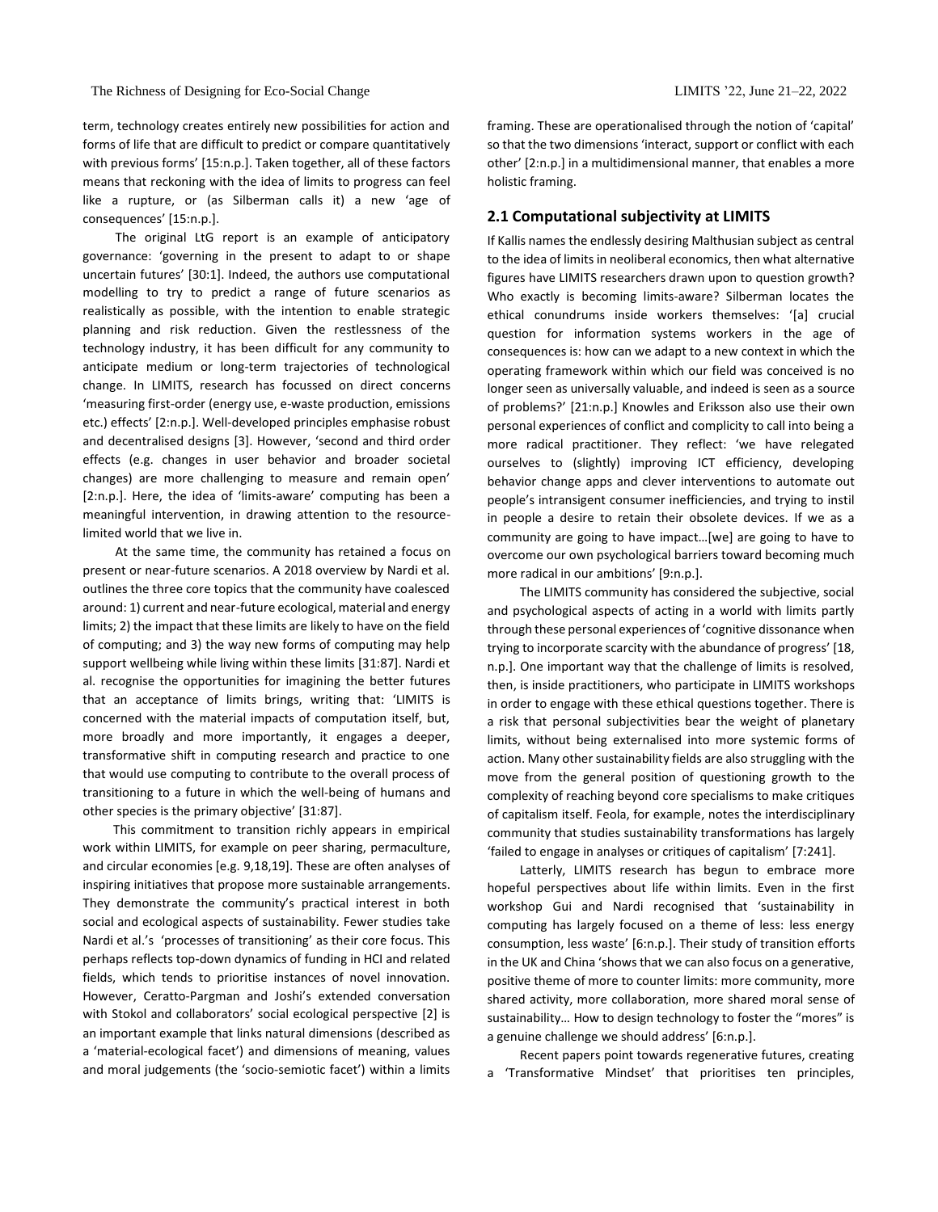term, technology creates entirely new possibilities for action and forms of life that are difficult to predict or compare quantitatively with previous forms' [15:n.p.]. Taken together, all of these factors means that reckoning with the idea of limits to progress can feel like a rupture, or (as Silberman calls it) a new 'age of consequences' [15:n.p.].

The original LtG report is an example of anticipatory governance: 'governing in the present to adapt to or shape uncertain futures' [30:1]. Indeed, the authors use computational modelling to try to predict a range of future scenarios as realistically as possible, with the intention to enable strategic planning and risk reduction. Given the restlessness of the technology industry, it has been difficult for any community to anticipate medium or long-term trajectories of technological change. In LIMITS, research has focussed on direct concerns 'measuring first-order (energy use, e-waste production, emissions etc.) effects' [2:n.p.]. Well-developed principles emphasise robust and decentralised designs [3]. However, 'second and third order effects (e.g. changes in user behavior and broader societal changes) are more challenging to measure and remain open' [2:n.p.]. Here, the idea of 'limits-aware' computing has been a meaningful intervention, in drawing attention to the resource-limited world that we live in.

At the same time, the community has retained a focus on present or near-future scenarios. A 2018 overview by Nardi et al. outlines the three core topics that the community have coalesced around: 1) current and near-future ecological, material and energy limits; 2) the impact that these limits are likely to have on the field of computing; and 3) the way new forms of computing may help support wellbeing while living within these limits [31:87]. Nardi et al. recognise the opportunities for imagining the better futures that an acceptance of limits brings, writing that: 'LIMITS is concerned with the material impacts of computation itself, but, more broadly and more importantly, it engages a deeper, transformative shift in computing research and practice to one that would use computing to contribute to the overall process of transitioning to a future in which the well-being of humans and other species is the primary objective' [31:87].

This commitment to transition richly appears in empirical work within LIMITS, for example on peer sharing, permaculture, and circular economies [e.g. 9,18,19]. These are often analyses of inspiring initiatives that propose more sustainable arrangements. They demonstrate the community's practical interest in both social and ecological aspects of sustainability. Fewer studies take Nardi et al.'s 'processes of transitioning' as their core focus. This perhaps reflects top-down dynamics of funding in HCI and related fields, which tends to prioritise instances of novel innovation. However, Ceratto-Pargman and Joshi's extended conversation with Stokol and collaborators' social ecological perspective [2] is an important example that links natural dimensions (described as a 'material-ecological facet') and dimensions of meaning, values and moral judgements (the 'socio-semiotic facet') within a limits framing. These are operationalised through the notion of 'capital' so that the two dimensions 'interact, support or conflict with each other' [2:n.p.] in a multidimensional manner, that enables a more holistic framing.

## 2.1 Computational subjectivity at LIMITS

If Kallis names the endlessly desiring Malthusian subject as central to the idea of limits in neoliberal economics, then what alternative figures have LIMITS researchers drawn upon to question growth? Who exactly is becoming limits-aware? Silberman locates the ethical conundrums inside workers themselves: '[a] crucial question for information systems workers in the age of consequences is: how can we adapt to a new context in which the operating framework within which our field was conceived is no longer seen as universally valuable, and indeed is seen as a source of problems?' [21:n.p.] Knowles and Eriksson also use their own personal experiences of conflict and complicity to call into being a more radical practitioner. They reflect: 'we have relegated ourselves to (slightly) improving ICT efficiency, developing behavior change apps and clever interventions to automate out people's intransigent consumer inefficiencies, and trying to instil in people a desire to retain their obsolete devices. If we as a community are going to have impact…[we] are going to have to overcome our own psychological barriers toward becoming much more radical in our ambitions' [9:n.p.].

The LIMITS community has considered the subjective, social and psychological aspects of acting in a world with limits partly through these personal experiences of 'cognitive dissonance when trying to incorporate scarcity with the abundance of progress' [18, n.p.]. One important way that the challenge of limits is resolved, then, is inside practitioners, who participate in LIMITS workshops in order to engage with these ethical questions together. There is a risk that personal subjectivities bear the weight of planetary limits, without being externalised into more systemic forms of action. Many other sustainability fields are also struggling with the move from the general position of questioning growth to the complexity of reaching beyond core specialisms to make critiques of capitalism itself. Feola, for example, notes the interdisciplinary community that studies sustainability transformations has largely 'failed to engage in analyses or critiques of capitalism' [7:241].

Latterly, LIMITS research has begun to embrace more hopeful perspectives about life within limits. Even in the first workshop Gui and Nardi recognised that 'sustainability in computing has largely focused on a theme of less: less energy consumption, less waste' [6:n.p.]. Their study of transition efforts in the UK and China 'shows that we can also focus on a generative, positive theme of more to counter limits: more community, more shared activity, more collaboration, more shared moral sense of sustainability… How to design technology to foster the "mores" is a genuine challenge we should address' [6:n.p.].

Recent papers point towards regenerative futures, creating a 'Transformative Mindset' that prioritises ten principles,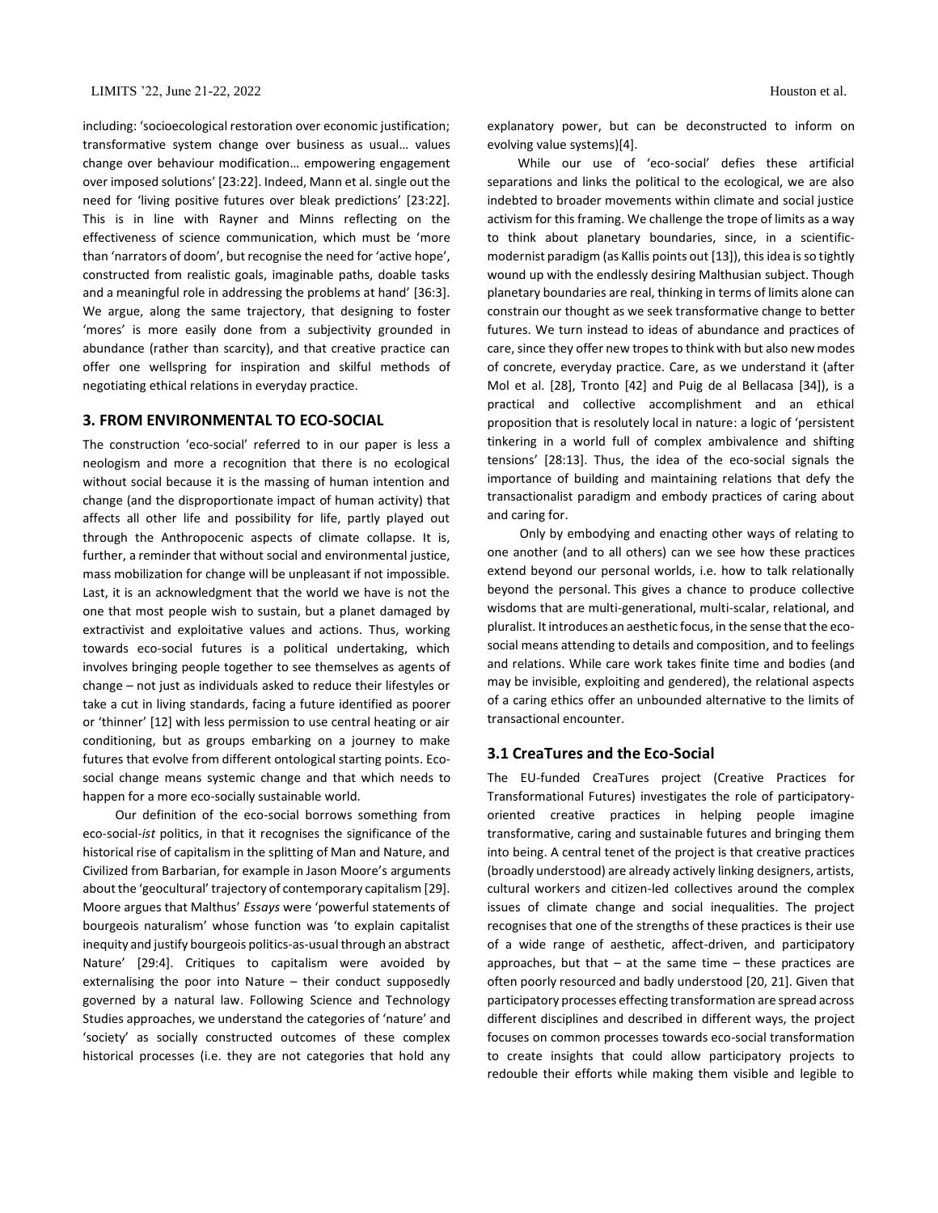including: 'socioecological restoration over economic justification; transformative system change over business as usual… values change over behaviour modification… empowering engagement over imposed solutions' [23:22]. Indeed, Mann et al. single out the need for 'living positive futures over bleak predictions' [23:22]. This is in line with Rayner and Minns reflecting on the effectiveness of science communication, which must be 'more than 'narrators of doom', but recognise the need for 'active hope', constructed from realistic goals, imaginable paths, doable tasks and a meaningful role in addressing the problems at hand' [36:3]. We argue, along the same trajectory, that designing to foster 'mores' is more easily done from a subjectivity grounded in abundance (rather than scarcity), and that creative practice can offer one wellspring for inspiration and skilful methods of negotiating ethical relations in everyday practice.

## 3. FROM ENVIRONMENTAL TO ECO-SOCIAL

The construction 'eco-social' referred to in our paper is less a neologism and more a recognition that there is no ecological without social because it is the massing of human intention and change (and the disproportionate impact of human activity) that affects all other life and possibility for life, partly played out through the Anthropocenic aspects of climate collapse. It is, further, a reminder that without social and environmental justice, mass mobilization for change will be unpleasant if not impossible. Last, it is an acknowledgment that the world we have is not the one that most people wish to sustain, but a planet damaged by extractivist and exploitative values and actions. Thus, working towards eco-social futures is a political undertaking, which involves bringing people together to see themselves as agents of change – not just as individuals asked to reduce their lifestyles or take a cut in living standards, facing a future identified as poorer or 'thinner' [12] with less permission to use central heating or air conditioning, but as groups embarking on a journey to make futures that evolve from different ontological starting points. Eco-social change means systemic change and that which needs to happen for a more eco-socially sustainable world.

Our definition of the eco-social borrows something from eco-social-*ist* politics, in that it recognises the significance of the historical rise of capitalism in the splitting of Man and Nature, and Civilized from Barbarian, for example in Jason Moore's arguments about the 'geocultural' trajectory of contemporary capitalism [29]. Moore argues that Malthus' *Essays* were 'powerful statements of bourgeois naturalism' whose function was 'to explain capitalist inequity and justify bourgeois politics-as-usual through an abstract Nature' [29:4]. Critiques to capitalism were avoided by externalising the poor into Nature – their conduct supposedly governed by a natural law. Following Science and Technology Studies approaches, we understand the categories of 'nature' and 'society' as socially constructed outcomes of these complex historical processes (i.e. they are not categories that hold any explanatory power, but can be deconstructed to inform on evolving value systems)[4].

While our use of 'eco-social' defies these artificial separations and links the political to the ecological, we are also indebted to broader movements within climate and social justice activism for this framing. We challenge the trope of limits as a way to think about planetary boundaries, since, in a scientific-modernist paradigm (as Kallis points out [13]), this idea is so tightly wound up with the endlessly desiring Malthusian subject. Though planetary boundaries are real, thinking in terms of limits alone can constrain our thought as we seek transformative change to better futures. We turn instead to ideas of abundance and practices of care, since they offer new tropes to think with but also new modes of concrete, everyday practice. Care, as we understand it (after Mol et al. [28], Tronto [42] and Puig de al Bellacasa [34]), is a practical and collective accomplishment and an ethical proposition that is resolutely local in nature: a logic of 'persistent tinkering in a world full of complex ambivalence and shifting tensions' [28:13]. Thus, the idea of the eco-social signals the importance of building and maintaining relations that defy the transactionalist paradigm and embody practices of caring about and caring for.

Only by embodying and enacting other ways of relating to one another (and to all others) can we see how these practices extend beyond our personal worlds, i.e. how to talk relationally beyond the personal. This gives a chance to produce collective wisdoms that are multi-generational, multi-scalar, relational, and pluralist. It introduces an aesthetic focus, in the sense that the eco-social means attending to details and composition, and to feelings and relations. While care work takes finite time and bodies (and may be invisible, exploiting and gendered), the relational aspects of a caring ethics offer an unbounded alternative to the limits of transactional encounter.

### 3.1 CreaTures and the Eco-Social

The EU-funded CreaTures project (Creative Practices for Transformational Futures) investigates the role of participatory-oriented creative practices in helping people imagine transformative, caring and sustainable futures and bringing them into being. A central tenet of the project is that creative practices (broadly understood) are already actively linking designers, artists, cultural workers and citizen-led collectives around the complex issues of climate change and social inequalities. The project recognises that one of the strengths of these practices is their use of a wide range of aesthetic, affect-driven, and participatory approaches, but that – at the same time – these practices are often poorly resourced and badly understood [20, 21]. Given that participatory processes effecting transformation are spread across different disciplines and described in different ways, the project focuses on common processes towards eco-social transformation to create insights that could allow participatory projects to redouble their efforts while making them visible and legible to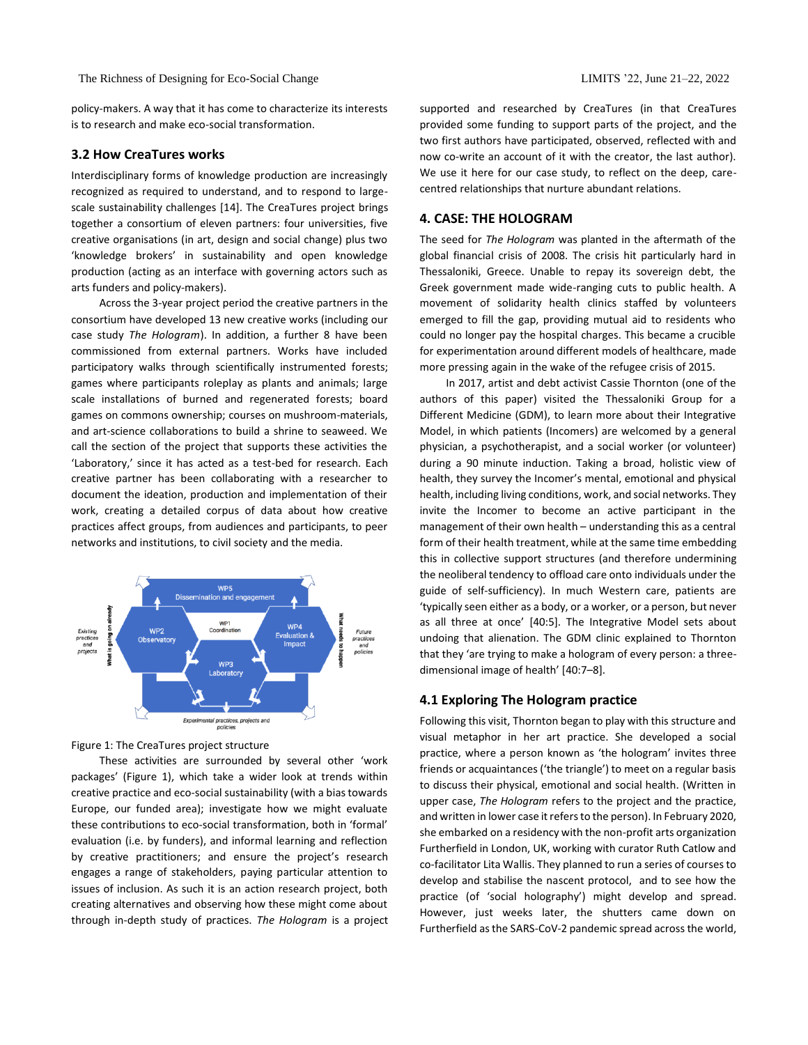policy-makers. A way that it has come to characterize its interests is to research and make eco-social transformation.

### 3.2 How CreaTures works

Interdisciplinary forms of knowledge production are increasingly recognized as required to understand, and to respond to large-scale sustainability challenges [14]. The CreaTures project brings together a consortium of eleven partners: four universities, five creative organisations (in art, design and social change) plus two 'knowledge brokers' in sustainability and open knowledge production (acting as an interface with governing actors such as arts funders and policy-makers).

Across the 3-year project period the creative partners in the consortium have developed 13 new creative works (including our case study *The Hologram*). In addition, a further 8 have been commissioned from external partners. Works have included participatory walks through scientifically instrumented forests; games where participants roleplay as plants and animals; large scale installations of burned and regenerated forests; board games on commons ownership; courses on mushroom-materials, and art-science collaborations to build a shrine to seaweed. We call the section of the project that supports these activities the 'Laboratory,' since it has acted as a test-bed for research. Each creative partner has been collaborating with a researcher to document the ideation, production and implementation of their work, creating a detailed corpus of data about how creative practices affect groups, from audiences and participants, to peer networks and institutions, to civil society and the media.

Figure 1: The CreaTures project structure

These activities are surrounded by several other 'work packages' (Figure 1), which take a wider look at trends within creative practice and eco-social sustainability (with a bias towards Europe, our funded area); investigate how we might evaluate these contributions to eco-social transformation, both in 'formal' evaluation (i.e. by funders), and informal learning and reflection by creative practitioners; and ensure the project's research engages a range of stakeholders, paying particular attention to issues of inclusion. As such it is an action research project, both creating alternatives and observing how these might come about through in-depth study of practices. *The Hologram* is a project supported and researched by CreaTures (in that CreaTures provided some funding to support parts of the project, and the two first authors have participated, observed, reflected with and now co-write an account of it with the creator, the last author). We use it here for our case study, to reflect on the deep, care-centred relationships that nurture abundant relations.

## 4. CASE: THE HOLOGRAM

The seed for *The Hologram* was planted in the aftermath of the global financial crisis of 2008. The crisis hit particularly hard in Thessaloniki, Greece. Unable to repay its sovereign debt, the Greek government made wide-ranging cuts to public health. A movement of solidarity health clinics staffed by volunteers emerged to fill the gap, providing mutual aid to residents who could no longer pay the hospital charges. This became a crucible for experimentation around different models of healthcare, made more pressing again in the wake of the refugee crisis of 2015.

In 2017, artist and debt activist Cassie Thornton (one of the authors of this paper) visited the Thessaloniki Group for a Different Medicine (GDM), to learn more about their Integrative Model, in which patients (Incomers) are welcomed by a general physician, a psychotherapist, and a social worker (or volunteer) during a 90 minute induction. Taking a broad, holistic view of health, they survey the Incomer's mental, emotional and physical health, including living conditions, work, and social networks. They invite the Incomer to become an active participant in the management of their own health – understanding this as a central form of their health treatment, while at the same time embedding this in collective support structures (and therefore undermining the neoliberal tendency to offload care onto individuals under the guide of self-sufficiency). In much Western care, patients are 'typically seen either as a body, or a worker, or a person, but never as all three at once' [40:5]. The Integrative Model sets about undoing that alienation. The GDM clinic explained to Thornton that they 'are trying to make a hologram of every person: a three-dimensional image of health' [40:7–8].

### 4.1 Exploring The Hologram practice

Following this visit, Thornton began to play with this structure and visual metaphor in her art practice. She developed a social practice, where a person known as 'the hologram' invites three friends or acquaintances ('the triangle') to meet on a regular basis to discuss their physical, emotional and social health. (Written in upper case, *The Hologram* refers to the project and the practice, and written in lower case it refers to the person). In February 2020, she embarked on a residency with the non-profit arts organization Furtherfield in London, UK, working with curator Ruth Catlow and co-facilitator Lita Wallis. They planned to run a series of courses to develop and stabilise the nascent protocol, and to see how the practice (of 'social holography') might develop and spread. However, just weeks later, the shutters came down on Furtherfield as the SARS-CoV-2 pandemic spread across the world,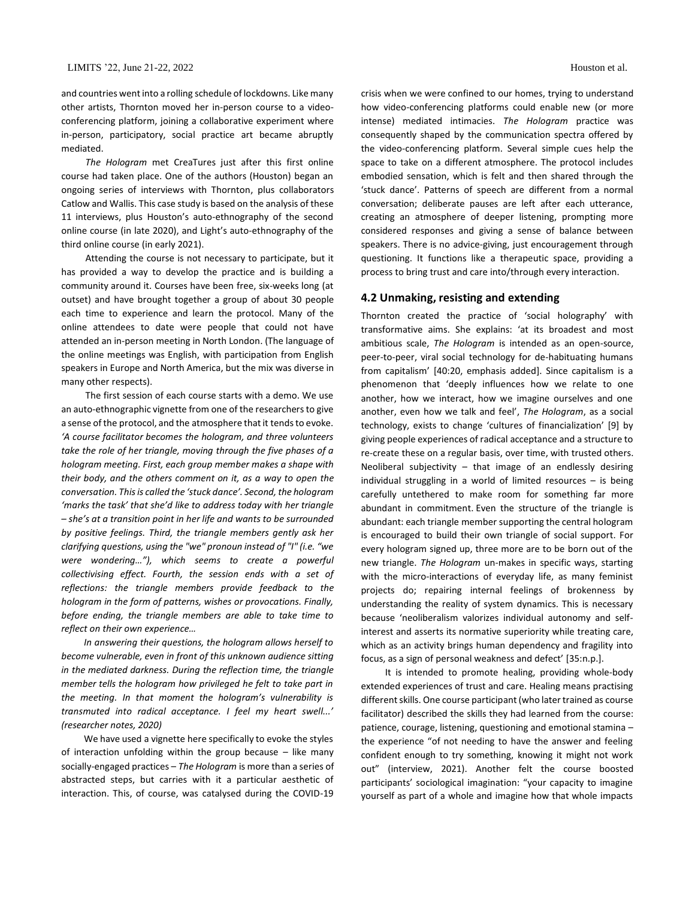and countries went into a rolling schedule of lockdowns. Like many other artists, Thornton moved her in-person course to a video-conferencing platform, joining a collaborative experiment where in-person, participatory, social practice art became abruptly mediated.

*The Hologram* met CreaTures just after this first online course had taken place. One of the authors (Houston) began an ongoing series of interviews with Thornton, plus collaborators Catlow and Wallis. This case study is based on the analysis of these 11 interviews, plus Houston's auto-ethnography of the second online course (in late 2020), and Light's auto-ethnography of the third online course (in early 2021).

Attending the course is not necessary to participate, but it has provided a way to develop the practice and is building a community around it. Courses have been free, six-weeks long (at outset) and have brought together a group of about 30 people each time to experience and learn the protocol. Many of the online attendees to date were people that could not have attended an in-person meeting in North London. (The language of the online meetings was English, with participation from English speakers in Europe and North America, but the mix was diverse in many other respects).

The first session of each course starts with a demo. We use an auto-ethnographic vignette from one of the researchers to give a sense of the protocol, and the atmosphere that it tends to evoke. *'A course facilitator becomes the hologram, and three volunteers take the role of her triangle, moving through the five phases of a hologram meeting. First, each group member makes a shape with their body, and the others comment on it, as a way to open the conversation. This is called the 'stuck dance'. Second, the hologram 'marks the task' that she'd like to address today with her triangle – she's at a transition point in her life and wants to be surrounded by positive feelings. Third, the triangle members gently ask her clarifying questions, using the "we" pronoun instead of "I" (i.e. "we were wondering…"), which seems to create a powerful collectivising effect. Fourth, the session ends with a set of reflections: the triangle members provide feedback to the hologram in the form of patterns, wishes or provocations. Finally, before ending, the triangle members are able to take time to reflect on their own experience…*

*In answering their questions, the hologram allows herself to become vulnerable, even in front of this unknown audience sitting in the mediated darkness. During the reflection time, the triangle member tells the hologram how privileged he felt to take part in the meeting. In that moment the hologram's vulnerability is transmuted into radical acceptance. I feel my heart swell...' (researcher notes, 2020)*

We have used a vignette here specifically to evoke the styles of interaction unfolding within the group because – like many socially-engaged practices – *The Hologram* is more than a series of abstracted steps, but carries with it a particular aesthetic of interaction. This, of course, was catalysed during the COVID-19 crisis when we were confined to our homes, trying to understand how video-conferencing platforms could enable new (or more intense) mediated intimacies. *The Hologram* practice was consequently shaped by the communication spectra offered by the video-conferencing platform. Several simple cues help the space to take on a different atmosphere. The protocol includes embodied sensation, which is felt and then shared through the 'stuck dance'. Patterns of speech are different from a normal conversation; deliberate pauses are left after each utterance, creating an atmosphere of deeper listening, prompting more considered responses and giving a sense of balance between speakers. There is no advice-giving, just encouragement through questioning. It functions like a therapeutic space, providing a process to bring trust and care into/through every interaction.

### 4.2 Unmaking, resisting and extending

Thornton created the practice of 'social holography' with transformative aims. She explains: 'at its broadest and most ambitious scale, *The Hologram* is intended as an open-source, peer-to-peer, viral social technology for de-habituating humans from capitalism' [40:20, emphasis added]. Since capitalism is a phenomenon that 'deeply influences how we relate to one another, how we interact, how we imagine ourselves and one another, even how we talk and feel', *The Hologram*, as a social technology, exists to change 'cultures of financialization' [9] by giving people experiences of radical acceptance and a structure to re-create these on a regular basis, over time, with trusted others. Neoliberal subjectivity – that image of an endlessly desiring individual struggling in a world of limited resources – is being carefully untethered to make room for something far more abundant in commitment. Even the structure of the triangle is abundant: each triangle member supporting the central hologram is encouraged to build their own triangle of social support. For every hologram signed up, three more are to be born out of the new triangle. *The Hologram* un-makes in specific ways, starting with the micro-interactions of everyday life, as many feminist projects do; repairing internal feelings of brokenness by understanding the reality of system dynamics. This is necessary because 'neoliberalism valorizes individual autonomy and self-interest and asserts its normative superiority while treating care, which as an activity brings human dependency and fragility into focus, as a sign of personal weakness and defect' [35:n.p.].

It is intended to promote healing, providing whole-body extended experiences of trust and care. Healing means practising different skills. One course participant (who later trained as course facilitator) described the skills they had learned from the course: patience, courage, listening, questioning and emotional stamina – the experience "of not needing to have the answer and feeling confident enough to try something, knowing it might not work out" (interview, 2021). Another felt the course boosted participants' sociological imagination: "your capacity to imagine yourself as part of a whole and imagine how that whole impacts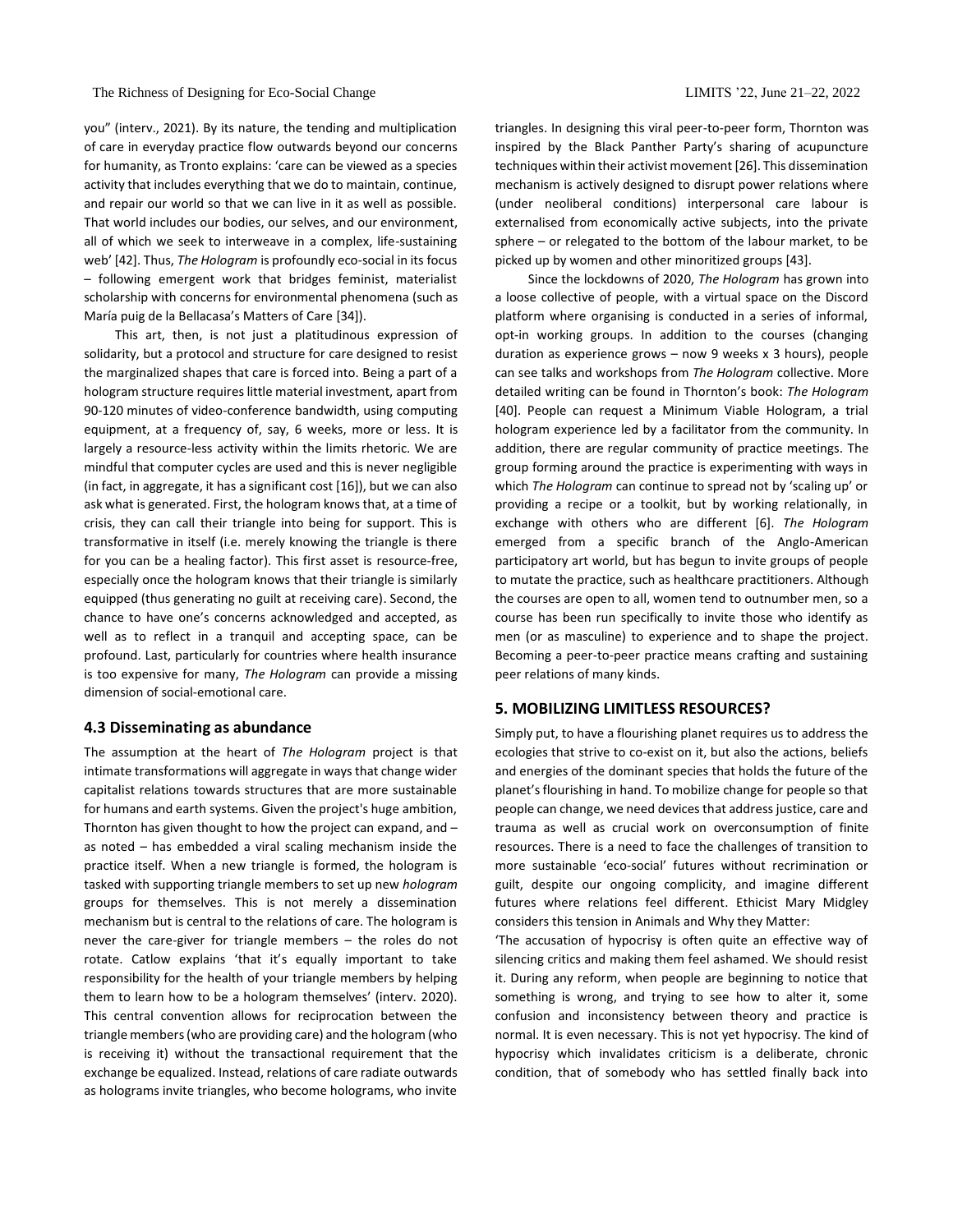you" (interv., 2021). By its nature, the tending and multiplication of care in everyday practice flow outwards beyond our concerns for humanity, as Tronto explains: 'care can be viewed as a species activity that includes everything that we do to maintain, continue, and repair our world so that we can live in it as well as possible. That world includes our bodies, our selves, and our environment, all of which we seek to interweave in a complex, life-sustaining web' [42]. Thus, *The Hologram* is profoundly eco-social in its focus – following emergent work that bridges feminist, materialist scholarship with concerns for environmental phenomena (such as María puig de la Bellacasa's Matters of Care [34]).

This art, then, is not just a platitudinous expression of solidarity, but a protocol and structure for care designed to resist the marginalized shapes that care is forced into. Being a part of a hologram structure requires little material investment, apart from 90-120 minutes of video-conference bandwidth, using computing equipment, at a frequency of, say, 6 weeks, more or less. It is largely a resource-less activity within the limits rhetoric. We are mindful that computer cycles are used and this is never negligible (in fact, in aggregate, it has a significant cost [16]), but we can also ask what is generated. First, the hologram knows that, at a time of crisis, they can call their triangle into being for support. This is transformative in itself (i.e. merely knowing the triangle is there for you can be a healing factor). This first asset is resource-free, especially once the hologram knows that their triangle is similarly equipped (thus generating no guilt at receiving care). Second, the chance to have one's concerns acknowledged and accepted, as well as to reflect in a tranquil and accepting space, can be profound. Last, particularly for countries where health insurance is too expensive for many, *The Hologram* can provide a missing dimension of social-emotional care.

### 4.3 Disseminating as abundance

The assumption at the heart of *The Hologram* project is that intimate transformations will aggregate in ways that change wider capitalist relations towards structures that are more sustainable for humans and earth systems. Given the project's huge ambition, Thornton has given thought to how the project can expand, and – as noted – has embedded a viral scaling mechanism inside the practice itself. When a new triangle is formed, the hologram is tasked with supporting triangle members to set up new *hologram* groups for themselves. This is not merely a dissemination mechanism but is central to the relations of care. The hologram is never the care-giver for triangle members – the roles do not rotate. Catlow explains 'that it's equally important to take responsibility for the health of your triangle members by helping them to learn how to be a hologram themselves' (interv. 2020). This central convention allows for reciprocation between the triangle members (who are providing care) and the hologram (who is receiving it) without the transactional requirement that the exchange be equalized. Instead, relations of care radiate outwards as holograms invite triangles, who become holograms, who invite triangles. In designing this viral peer-to-peer form, Thornton was inspired by the Black Panther Party's sharing of acupuncture techniques within their activist movement [26]. This dissemination mechanism is actively designed to disrupt power relations where (under neoliberal conditions) interpersonal care labour is externalised from economically active subjects, into the private sphere – or relegated to the bottom of the labour market, to be picked up by women and other minoritized groups [43].

Since the lockdowns of 2020, *The Hologram* has grown into a loose collective of people, with a virtual space on the Discord platform where organising is conducted in a series of informal, opt-in working groups. In addition to the courses (changing duration as experience grows – now 9 weeks x 3 hours), people can see talks and workshops from *The Hologram* collective. More detailed writing can be found in Thornton's book: *The Hologram* [40]. People can request a Minimum Viable Hologram, a trial hologram experience led by a facilitator from the community. In addition, there are regular community of practice meetings. The group forming around the practice is experimenting with ways in which *The Hologram* can continue to spread not by 'scaling up' or providing a recipe or a toolkit, but by working relationally, in exchange with others who are different [6]. *The Hologram* emerged from a specific branch of the Anglo-American participatory art world, but has begun to invite groups of people to mutate the practice, such as healthcare practitioners. Although the courses are open to all, women tend to outnumber men, so a course has been run specifically to invite those who identify as men (or as masculine) to experience and to shape the project. Becoming a peer-to-peer practice means crafting and sustaining peer relations of many kinds.

## 5. MOBILIZING LIMITLESS RESOURCES?

Simply put, to have a flourishing planet requires us to address the ecologies that strive to co-exist on it, but also the actions, beliefs and energies of the dominant species that holds the future of the planet's flourishing in hand. To mobilize change for people so that people can change, we need devices that address justice, care and trauma as well as crucial work on overconsumption of finite resources. There is a need to face the challenges of transition to more sustainable 'eco-social' futures without recrimination or guilt, despite our ongoing complicity, and imagine different futures where relations feel different. Ethicist Mary Midgley considers this tension in Animals and Why they Matter:

'The accusation of hypocrisy is often quite an effective way of silencing critics and making them feel ashamed. We should resist it. During any reform, when people are beginning to notice that something is wrong, and trying to see how to alter it, some confusion and inconsistency between theory and practice is normal. It is even necessary. This is not yet hypocrisy. The kind of hypocrisy which invalidates criticism is a deliberate, chronic condition, that of somebody who has settled finally back into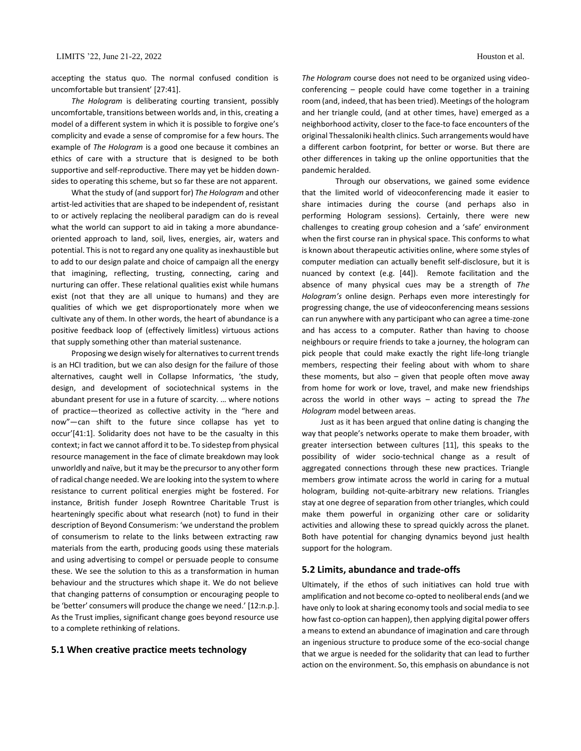accepting the status quo. The normal confused condition is uncomfortable but transient' [27:41].

*The Hologram* is deliberating courting transient, possibly uncomfortable, transitions between worlds and, in this, creating a model of a different system in which it is possible to forgive one's complicity and evade a sense of compromise for a few hours. The example of *The Hologram* is a good one because it combines an ethics of care with a structure that is designed to be both supportive and self-reproductive. There may yet be hidden down-sides to operating this scheme, but so far these are not apparent.

What the study of (and support for) *The Hologram* and other artist-led activities that are shaped to be independent of, resistant to or actively replacing the neoliberal paradigm can do is reveal what the world can support to aid in taking a more abundance-oriented approach to land, soil, lives, energies, air, waters and potential. This is not to regard any one quality as inexhaustible but to add to our design palate and choice of campaign all the energy that imagining, reflecting, trusting, connecting, caring and nurturing can offer. These relational qualities exist while humans exist (not that they are all unique to humans) and they are qualities of which we get disproportionately more when we cultivate any of them. In other words, the heart of abundance is a positive feedback loop of (effectively limitless) virtuous actions that supply something other than material sustenance.

Proposing we design wisely for alternatives to current trends is an HCI tradition, but we can also design for the failure of those alternatives, caught well in Collapse Informatics, 'the study, design, and development of sociotechnical systems in the abundant present for use in a future of scarcity. … where notions of practice—theorized as collective activity in the "here and now"—can shift to the future since collapse has yet to occur'[41:1]. Solidarity does not have to be the casualty in this context; in fact we cannot afford it to be. To sidestep from physical resource management in the face of climate breakdown may look unworldly and naïve, but it may be the precursor to any other form of radical change needed. We are looking into the system to where resistance to current political energies might be fostered. For instance, British funder Joseph Rowntree Charitable Trust is hearteningly specific about what research (not) to fund in their description of Beyond Consumerism: 'we understand the problem of consumerism to relate to the links between extracting raw materials from the earth, producing goods using these materials and using advertising to compel or persuade people to consume these. We see the solution to this as a transformation in human behaviour and the structures which shape it. We do not believe that changing patterns of consumption or encouraging people to be 'better' consumers will produce the change we need.' [12:n.p.]. As the Trust implies, significant change goes beyond resource use to a complete rethinking of relations.

## 5.1 When creative practice meets technology

*The Hologram* course does not need to be organized using video-conferencing – people could have come together in a training room (and, indeed, that has been tried). Meetings of the hologram and her triangle could, (and at other times, have) emerged as a neighborhood activity, closer to the face-to face encounters of the original Thessaloniki health clinics. Such arrangements would have a different carbon footprint, for better or worse. But there are other differences in taking up the online opportunities that the pandemic heralded.

Through our observations, we gained some evidence that the limited world of videoconferencing made it easier to share intimacies during the course (and perhaps also in performing Hologram sessions). Certainly, there were new challenges to creating group cohesion and a 'safe' environment when the first course ran in physical space. This conforms to what is known about therapeutic activities online, where some styles of computer mediation can actually benefit self-disclosure, but it is nuanced by context (e.g. [44]). Remote facilitation and the absence of many physical cues may be a strength of *The Hologram's* online design. Perhaps even more interestingly for progressing change, the use of videoconferencing means sessions can run anywhere with any participant who can agree a time-zone and has access to a computer. Rather than having to choose neighbours or require friends to take a journey, the hologram can pick people that could make exactly the right life-long triangle members, respecting their feeling about with whom to share these moments, but also – given that people often move away from home for work or love, travel, and make new friendships across the world in other ways – acting to spread the *The Hologram* model between areas.

Just as it has been argued that online dating is changing the way that people's networks operate to make them broader, with greater intersection between cultures [11], this speaks to the possibility of wider socio-technical change as a result of aggregated connections through these new practices. Triangle members grow intimate across the world in caring for a mutual hologram, building not-quite-arbitrary new relations. Triangles stay at one degree of separation from other triangles, which could make them powerful in organizing other care or solidarity activities and allowing these to spread quickly across the planet. Both have potential for changing dynamics beyond just health support for the hologram.

## 5.2 Limits, abundance and trade-offs

Ultimately, if the ethos of such initiatives can hold true with amplification and not become co-opted to neoliberal ends (and we have only to look at sharing economy tools and social media to see how fast co-option can happen), then applying digital power offers a means to extend an abundance of imagination and care through an ingenious structure to produce some of the eco-social change that we argue is needed for the solidarity that can lead to further action on the environment. So, this emphasis on abundance is not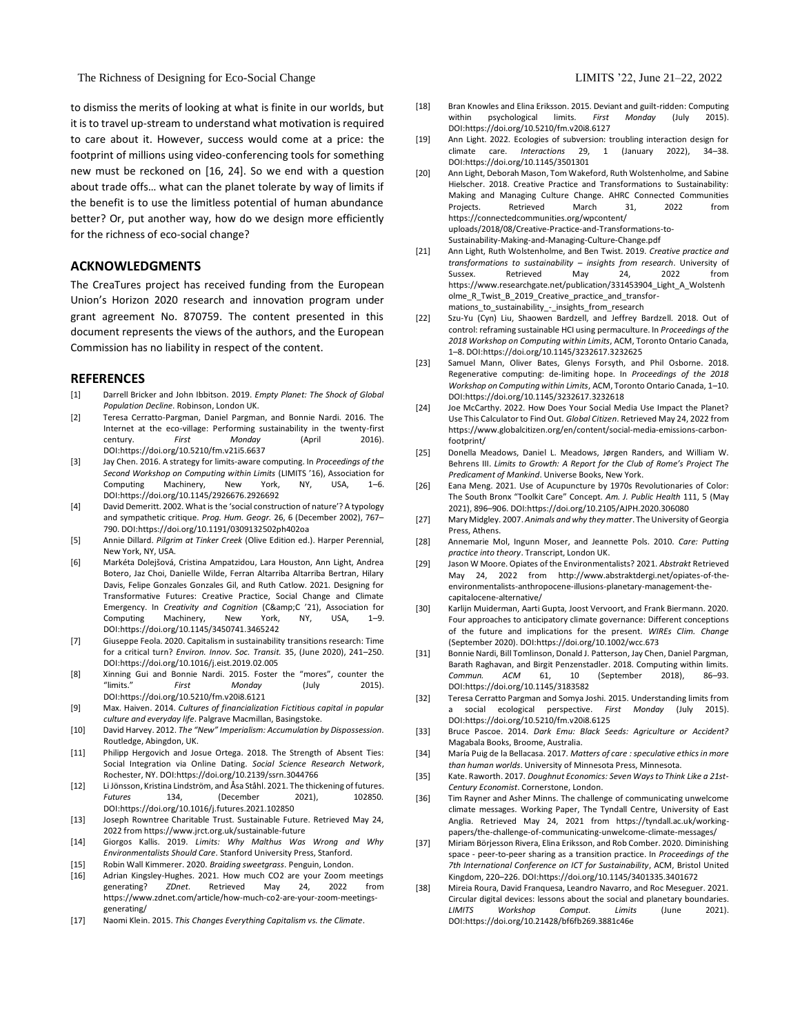to dismiss the merits of looking at what is finite in our worlds, but it is to travel up-stream to understand what motivation is required to care about it. However, success would come at a price: the footprint of millions using video-conferencing tools for something new must be reckoned on [16, 24]. So we end with a question about trade offs… what can the planet tolerate by way of limits if the benefit is to use the limitless potential of human abundance better? Or, put another way, how do we design more efficiently for the richness of eco-social change?

## ACKNOWLEDGMENTS

The CreaTures project has received funding from the European Union's Horizon 2020 research and innovation program under grant agreement No. 870759. The content presented in this document represents the views of the authors, and the European Commission has no liability in respect of the content.

## REFERENCES

- [1] Darrell Bricker and John Ibbitson. 2019. *Empty Planet: The Shock of Global Population Decline*. Robinson, London UK.
- [2] Teresa Cerratto-Pargman, Daniel Pargman, and Bonnie Nardi. 2016. The Internet at the eco-village: Performing sustainability in the twenty-first century. *First Monday* (April 2016). DOI:https://doi.org/10.5210/fm.v21i5.6637
- [3] Jay Chen. 2016. A strategy for limits-aware computing. In *Proceedings of the Second Workshop on Computing within Limits* (LIMITS '16), Association for Computing Machinery, New York, NY, USA, 1–6. DOI:https://doi.org/10.1145/2926676.2926692
- [4] David Demeritt. 2002. What is the 'social construction of nature'? A typology and sympathetic critique. *Prog. Hum. Geogr.* 26, 6 (December 2002), 767–790. DOI:https://doi.org/10.1191/0309132502ph402oa
- [5] Annie Dillard. *Pilgrim at Tinker Creek* (Olive Edition ed.). Harper Perennial, New York, NY, USA.
- [6] Markéta Dolejšová, Cristina Ampatzidou, Lara Houston, Ann Light, Andrea Botero, Jaz Choi, Danielle Wilde, Ferran Altarriba Altarriba Bertran, Hilary Davis, Felipe Gonzales Gonzales Gil, and Ruth Catlow. 2021. Designing for Transformative Futures: Creative Practice, Social Change and Climate Emergency. In *Creativity and Cognition* (C&amp;C '21), Association for Computing Machinery, New York, NY, USA, 1–9. DOI:https://doi.org/10.1145/3450741.3465242
- [7] Giuseppe Feola. 2020. Capitalism in sustainability transitions research: Time for a critical turn? *Environ. Innov. Soc. Transit.* 35, (June 2020), 241–250. DOI:https://doi.org/10.1016/j.eist.2019.02.005
- [8] Xinning Gui and Bonnie Nardi. 2015. Foster the "mores", counter the "limits." *First Monday* (July 2015). DOI:https://doi.org/10.5210/fm.v20i8.6121
- [9] Max. Haiven. 2014. *Cultures of financialization Fictitious capital in popular culture and everyday life*. Palgrave Macmillan, Basingstoke.
- [10] David Harvey. 2012. *The "New" Imperialism: Accumulation by Dispossession*. Routledge, Abingdon, UK.
- [11] Philipp Hergovich and Josue Ortega. 2018. The Strength of Absent Ties: Social Integration via Online Dating. *Social Science Research Network*, Rochester, NY. DOI:https://doi.org/10.2139/ssrn.3044766
- [12] Li Jönsson, Kristina Lindström, and Åsa Ståhl. 2021. The thickening of futures. *Futures* 134, (December 2021), 102850. DOI:https://doi.org/10.1016/j.futures.2021.102850
- [13] Joseph Rowntree Charitable Trust. Sustainable Future. Retrieved May 24, 2022 from https://www.jrct.org.uk/sustainable-future
- [14] Giorgos Kallis. 2019. *Limits: Why Malthus Was Wrong and Why Environmentalists Should Care*. Stanford University Press, Stanford.
- [15] Robin Wall Kimmerer. 2020. *Braiding sweetgrass*. Penguin, London.
- [16] Adrian Kingsley-Hughes. 2021. How much CO2 are your Zoom meetings generating? *ZDnet*. Retrieved May 24, 2022 from https://www.zdnet.com/article/how-much-co2-are-your-zoom-meetings-generating/
- [17] Naomi Klein. 2015. *This Changes Everything Capitalism vs. the Climate*.
- [18] Bran Knowles and Elina Eriksson. 2015. Deviant and guilt-ridden: Computing within psychological limits. *First Monday* (July 2015). DOI:https://doi.org/10.5210/fm.v20i8.6127
- [19] Ann Light. 2022. Ecologies of subversion: troubling interaction design for climate care. *Interactions* 29, 1 (January 2022), 34–38. DOI:https://doi.org/10.1145/3501301
- [20] Ann Light, Deborah Mason, Tom Wakeford, Ruth Wolstenholme, and Sabine Hielscher. 2018. Creative Practice and Transformations to Sustainability: Making and Managing Culture Change. AHRC Connected Communities Projects. Retrieved March 31, 2022 from https://connectedcommunities.org/wpcontent/uploads/2018/08/Creative-Practice-and-Transformations-to-Sustainability-Making-and-Managing-Culture-Change.pdf
- [21] Ann Light, Ruth Wolstenholme, and Ben Twist. 2019. *Creative practice and transformations to sustainability – insights from research*. University of Sussex. Retrieved May 24, 2022 from https://www.researchgate.net/publication/331453904_Light_A_Wolstenholme_R_Twist_B_2019_Creative_practice_and_transformations_to_sustainability_-_insights_from_research
- [22] Szu-Yu (Cyn) Liu, Shaowen Bardzell, and Jeffrey Bardzell. 2018. Out of control: reframing sustainable HCI using permaculture. In *Proceedings of the 2018 Workshop on Computing within Limits*, ACM, Toronto Ontario Canada, 1–8. DOI:https://doi.org/10.1145/3232617.3232625
- [23] Samuel Mann, Oliver Bates, Glenys Forsyth, and Phil Osborne. 2018. Regenerative computing: de-limiting hope. In *Proceedings of the 2018 Workshop on Computing within Limits*, ACM, Toronto Ontario Canada, 1–10. DOI:https://doi.org/10.1145/3232617.3232618
- [24] Joe McCarthy. 2022. How Does Your Social Media Use Impact the Planet? Use This Calculator to Find Out. *Global Citizen*. Retrieved May 24, 2022 from https://www.globalcitizen.org/en/content/social-media-emissions-carbon-footprint/
- [25] Donella Meadows, Daniel L. Meadows, Jørgen Randers, and William W. Behrens III. *Limits to Growth: A Report for the Club of Rome's Project The Predicament of Mankind*. Universe Books, New York.
- [26] Eana Meng. 2021. Use of Acupuncture by 1970s Revolutionaries of Color: The South Bronx "Toolkit Care" Concept. *Am. J. Public Health* 111, 5 (May 2021), 896–906. DOI:https://doi.org/10.2105/AJPH.2020.306080
- [27] Mary Midgley. 2007. *Animals and why they matter*. The University of Georgia Press, Athens.
- [28] Annemarie Mol, Ingunn Moser, and Jeannette Pols. 2010. *Care: Putting practice into theory*. Transcript, London UK.
- [29] Jason W Moore. Opiates of the Environmentalists? 2021. *Abstrakt* Retrieved May 24, 2022 from http://www.abstraktdergi.net/opiates-of-the-environmentalists-anthropocene-illusions-planetary-management-the-capitalocene-alternative/
- [30] Karlijn Muiderman, Aarti Gupta, Joost Vervoort, and Frank Biermann. 2020. Four approaches to anticipatory climate governance: Different conceptions of the future and implications for the present. *WIREs Clim. Change* (September 2020). DOI:https://doi.org/10.1002/wcc.673
- [31] Bonnie Nardi, Bill Tomlinson, Donald J. Patterson, Jay Chen, Daniel Pargman, Barath Raghavan, and Birgit Penzenstadler. 2018. Computing within limits. *Commun. ACM* 61, 10 (September 2018), 86–93. DOI:https://doi.org/10.1145/3183582
- [32] Teresa Cerratto Pargman and Somya Joshi. 2015. Understanding limits from a social ecological perspective. *First Monday* (July 2015). DOI:https://doi.org/10.5210/fm.v20i8.6125
- [33] Bruce Pascoe. 2014. *Dark Emu: Black Seeds: Agriculture or Accident?* Magabala Books, Broome, Australia.
- [34] María Puig de la Bellacasa. 2017. *Matters of care : speculative ethics in more than human worlds*. University of Minnesota Press, Minnesota.
- [35] Kate. Raworth. 2017. *Doughnut Economics: Seven Ways to Think Like a 21st-Century Economist*. Cornerstone, London.
- [36] Tim Rayner and Asher Minns. The challenge of communicating unwelcome climate messages. Working Paper, The Tyndall Centre, University of East Anglia. Retrieved May 24, 2021 from https://tyndall.ac.uk/working-papers/the-challenge-of-communicating-unwelcome-climate-messages/
- [37] Miriam Börjesson Rivera, Elina Eriksson, and Rob Comber. 2020. Diminishing space - peer-to-peer sharing as a transition practice. In *Proceedings of the 7th International Conference on ICT for Sustainability*, ACM, Bristol United Kingdom, 220–226. DOI:https://doi.org/10.1145/3401335.3401672
- [38] Mireia Roura, David Franquesa, Leandro Navarro, and Roc Meseguer. 2021. Circular digital devices: lessons about the social and planetary boundaries. *LIMITS Workshop Comput. Limits* (June 2021). DOI:https://doi.org/10.21428/bf6fb269.3881c46e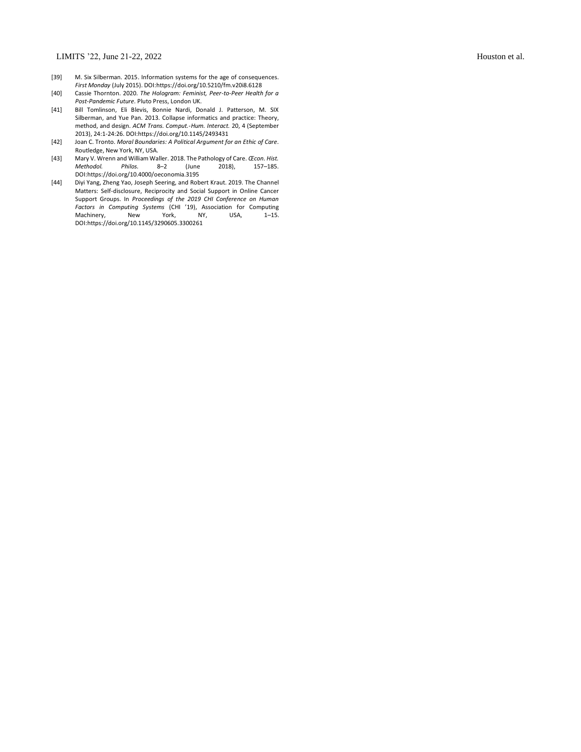[39] M. Six Silberman. 2015. Information systems for the age of consequences. *First Monday* (July 2015). DOI:https://doi.org/10.5210/fm.v20i8.6128

[40] Cassie Thornton. 2020. *The Hologram: Feminist, Peer-to-Peer Health for a Post-Pandemic Future*. Pluto Press, London UK.

[41] Bill Tomlinson, Eli Blevis, Bonnie Nardi, Donald J. Patterson, M. SIX Silberman, and Yue Pan. 2013. Collapse informatics and practice: Theory, method, and design. *ACM Trans. Comput.-Hum. Interact.* 20, 4 (September 2013), 24:1-24:26. DOI:https://doi.org/10.1145/2493431

[42] Joan C. Tronto. *Moral Boundaries: A Political Argument for an Ethic of Care*. Routledge, New York, NY, USA.

[43] Mary V. Wrenn and William Waller. 2018. The Pathology of Care. *Œcon. Hist. Methodol. Philos.* 8–2 (June 2018), 157–185. DOI:https://doi.org/10.4000/oeconomia.3195

[44] Diyi Yang, Zheng Yao, Joseph Seering, and Robert Kraut. 2019. The Channel Matters: Self-disclosure, Reciprocity and Social Support in Online Cancer Support Groups. In *Proceedings of the 2019 CHI Conference on Human Factors in Computing Systems* (CHI '19), Association for Computing Machinery, New York, NY, USA, 1–15. DOI:https://doi.org/10.1145/3290605.3300261